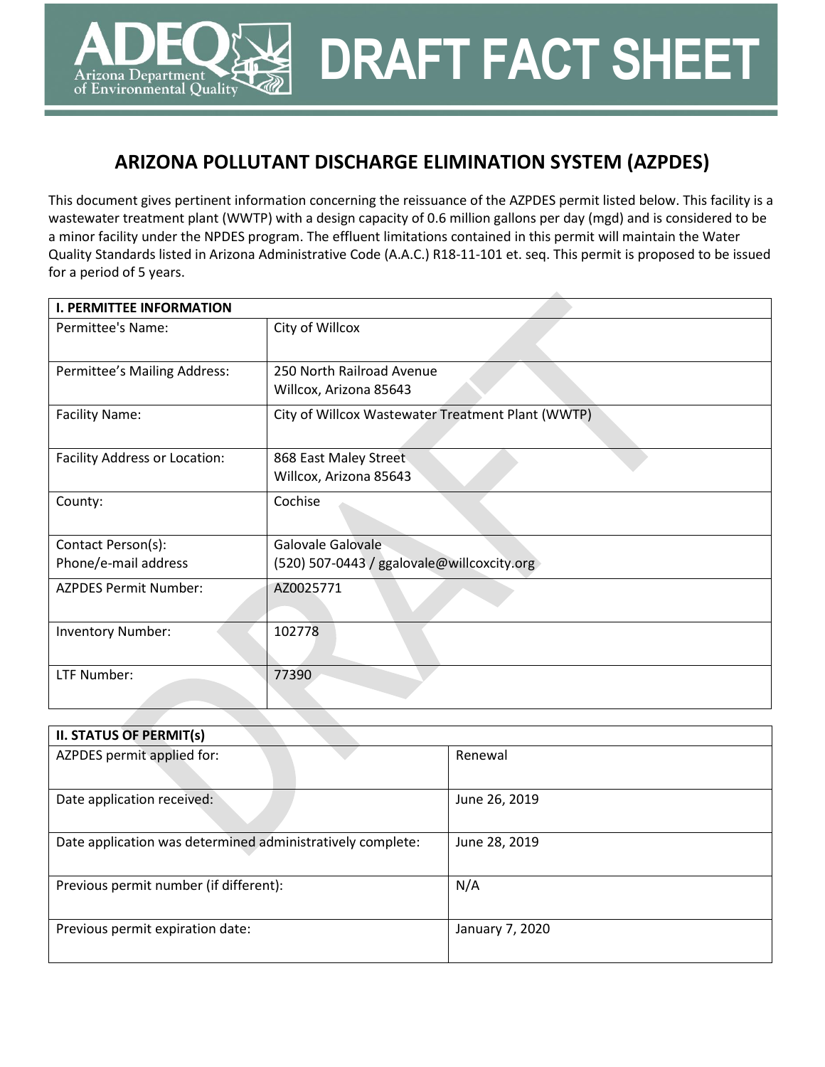# DRAFT FACT SHEET

## ARIZONA POLLUTANT DISCHARGE ELIMINATION SYSTEM (AZPDES)

This document gives pertinent information concerning the reissuance of the AZPDES permit listed below. This facility is a wastewater treatment plant (WWTP) with a design capacity of 0.6 million gallons per day (mgd) and is considered to be a minor facility under the NPDES program. The effluent limitations contained in this permit will maintain the Water Quality Standards listed in Arizona Administrative Code (A.A.C.) R18-11-101 et. seq. This permit is proposed to be issued for a period of 5 years.

| I. PERMITTEE INFORMATION | |
|---|---|
| Permittee's Name: | City of Willcox |
| Permittee's Mailing Address: | 250 North Railroad Avenue<br>Willcox, Arizona 85643 |
| Facility Name: | City of Willcox Wastewater Treatment Plant (WWTP) |
| Facility Address or Location: | 868 East Maley Street<br>Willcox, Arizona 85643 |
| County: | Cochise |
| Contact Person(s):<br>Phone/e-mail address | Galovale Galovale<br>(520) 507-0443 / ggalovale@willcoxcity.org |
| AZPDES Permit Number: | AZ0025771 |
| Inventory Number: | 102778 |
| LTF Number: | 77390 |

| II. STATUS OF PERMIT(s) | |
|---|---|
| AZPDES permit applied for: | Renewal |
| Date application received: | June 26, 2019 |
| Date application was determined administratively complete: | June 28, 2019 |
| Previous permit number (if different): | N/A |
| Previous permit expiration date: | January 7, 2020 |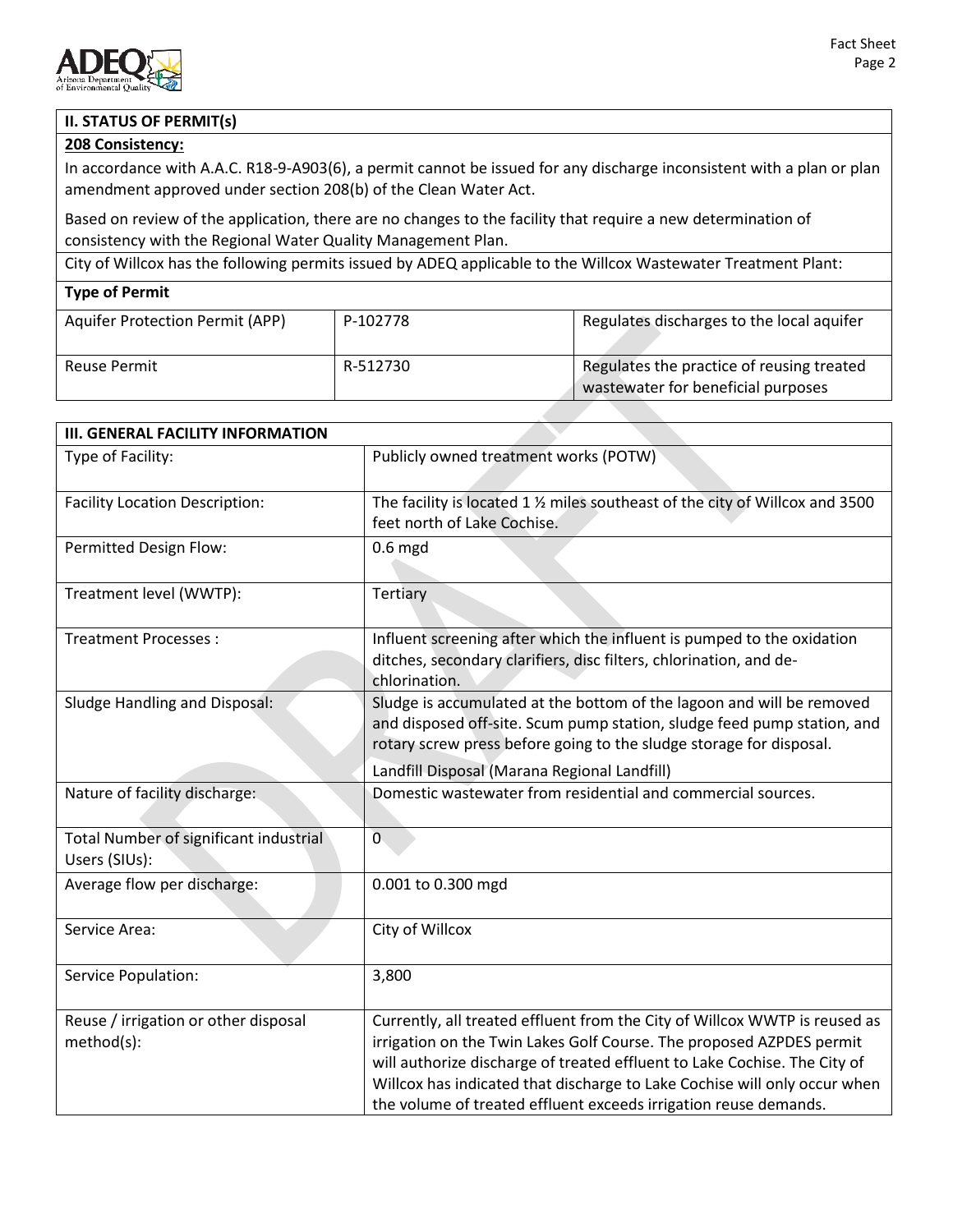## II. STATUS OF PERMIT(s)

**208 Consistency:**

In accordance with A.A.C. R18-9-A903(6), a permit cannot be issued for any discharge inconsistent with a plan or plan amendment approved under section 208(b) of the Clean Water Act.

Based on review of the application, there are no changes to the facility that require a new determination of consistency with the Regional Water Quality Management Plan.

City of Willcox has the following permits issued by ADEQ applicable to the Willcox Wastewater Treatment Plant:

| Type of Permit | | |
|---|---|---|
| Aquifer Protection Permit (APP) | P-102778 | Regulates discharges to the local aquifer |
| Reuse Permit | R-512730 | Regulates the practice of reusing treated wastewater for beneficial purposes |

## III. GENERAL FACILITY INFORMATION

| | |
|---|---|
| Type of Facility: | Publicly owned treatment works (POTW) |
| Facility Location Description: | The facility is located 1 ½ miles southeast of the city of Willcox and 3500 feet north of Lake Cochise. |
| Permitted Design Flow: | 0.6 mgd |
| Treatment level (WWTP): | Tertiary |
| Treatment Processes : | Influent screening after which the influent is pumped to the oxidation ditches, secondary clarifiers, disc filters, chlorination, and de-chlorination. |
| Sludge Handling and Disposal: | Sludge is accumulated at the bottom of the lagoon and will be removed and disposed off-site. Scum pump station, sludge feed pump station, and rotary screw press before going to the sludge storage for disposal.<br>Landfill Disposal (Marana Regional Landfill) |
| Nature of facility discharge: | Domestic wastewater from residential and commercial sources. |
| Total Number of significant industrial Users (SIUs): | 0 |
| Average flow per discharge: | 0.001 to 0.300 mgd |
| Service Area: | City of Willcox |
| Service Population: | 3,800 |
| Reuse / irrigation or other disposal method(s): | Currently, all treated effluent from the City of Willcox WWTP is reused as irrigation on the Twin Lakes Golf Course. The proposed AZPDES permit will authorize discharge of treated effluent to Lake Cochise. The City of Willcox has indicated that discharge to Lake Cochise will only occur when the volume of treated effluent exceeds irrigation reuse demands. |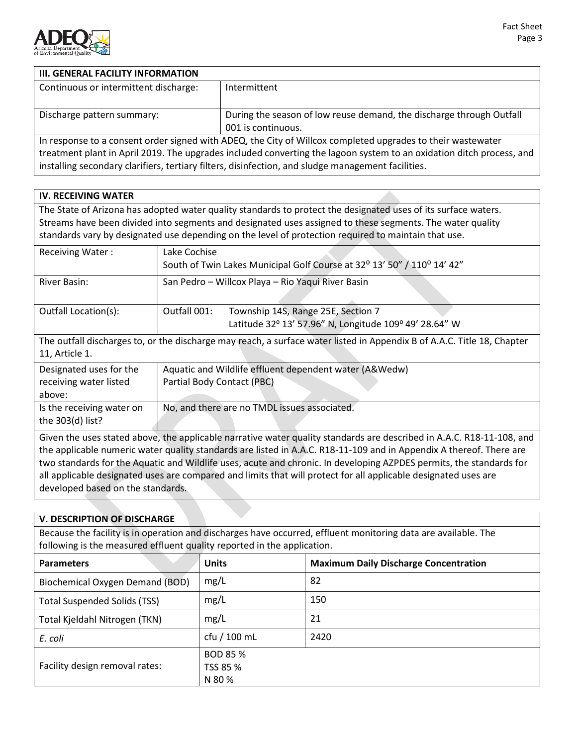| III. GENERAL FACILITY INFORMATION | |
|---|---|
| Continuous or intermittent discharge: | Intermittent |
| Discharge pattern summary: | During the season of low reuse demand, the discharge through Outfall 001 is continuous. |

In response to a consent order signed with ADEQ, the City of Willcox completed upgrades to their wastewater treatment plant in April 2019. The upgrades included converting the lagoon system to an oxidation ditch process, and installing secondary clarifiers, tertiary filters, disinfection, and sludge management facilities.

**IV. RECEIVING WATER**

The State of Arizona has adopted water quality standards to protect the designated uses of its surface waters. Streams have been divided into segments and designated uses assigned to these segments. The water quality standards vary by designated use depending on the level of protection required to maintain that use.

| | |
|---|---|
| Receiving Water : | Lake Cochise<br>South of Twin Lakes Municipal Golf Course at 32⁰ 13' 50" / 110⁰ 14' 42" |
| River Basin: | San Pedro – Willcox Playa – Rio Yaqui River Basin |
| Outfall Location(s): | Outfall 001: Township 14S, Range 25E, Section 7<br>Latitude 32⁰ 13' 57.96" N, Longitude 109⁰ 49' 28.64" W |

The outfall discharges to, or the discharge may reach, a surface water listed in Appendix B of A.A.C. Title 18, Chapter 11, Article 1.

| | |
|---|---|
| Designated uses for the receiving water listed above: | Aquatic and Wildlife effluent dependent water (A&Wedw)<br>Partial Body Contact (PBC) |
| Is the receiving water on the 303(d) list? | No, and there are no TMDL issues associated. |

Given the uses stated above, the applicable narrative water quality standards are described in A.A.C. R18-11-108, and the applicable numeric water quality standards are listed in A.A.C. R18-11-109 and in Appendix A thereof. There are two standards for the Aquatic and Wildlife uses, acute and chronic. In developing AZPDES permits, the standards for all applicable designated uses are compared and limits that will protect for all applicable designated uses are developed based on the standards.

**V. DESCRIPTION OF DISCHARGE**

Because the facility is in operation and discharges have occurred, effluent monitoring data are available. The following is the measured effluent quality reported in the application.

| Parameters | Units | Maximum Daily Discharge Concentration |
|---|---|---|
| Biochemical Oxygen Demand (BOD) | mg/L | 82 |
| Total Suspended Solids (TSS) | mg/L | 150 |
| Total Kjeldahl Nitrogen (TKN) | mg/L | 21 |
| *E. coli* | cfu / 100 mL | 2420 |
| Facility design removal rates: | BOD 85 %<br>TSS 85 %<br>N 80 % | |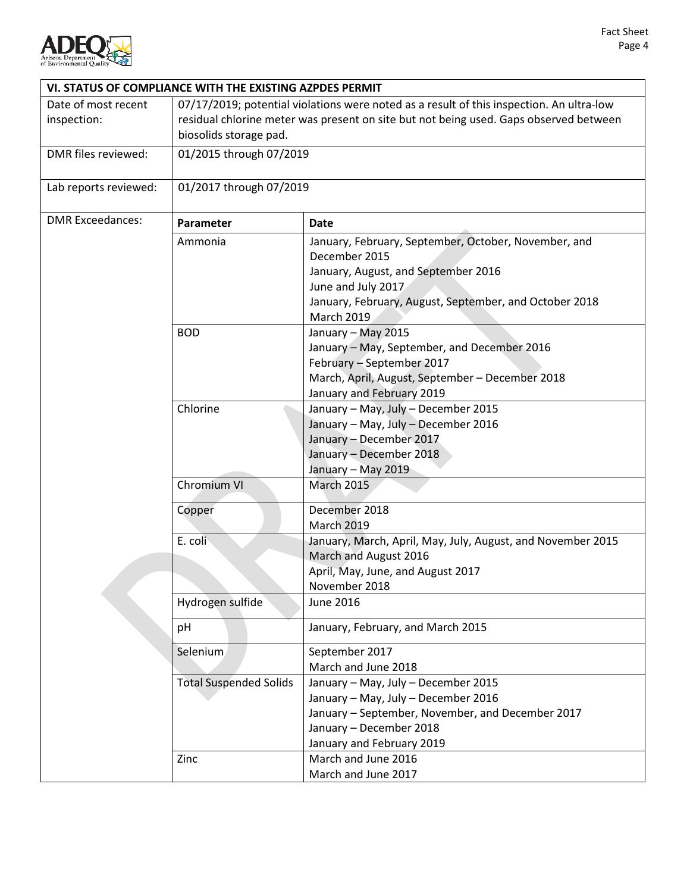| VI. STATUS OF COMPLIANCE WITH THE EXISTING AZPDES PERMIT | | |
|---|---|---|
| Date of most recent inspection: | 07/17/2019; potential violations were noted as a result of this inspection. An ultra-low residual chlorine meter was present on site but not being used. Gaps observed between biosolids storage pad. | |
| DMR files reviewed: | 01/2015 through 07/2019 | |
| Lab reports reviewed: | 01/2017 through 07/2019 | |
| DMR Exceedances: | **Parameter** | **Date** |
| | Ammonia | January, February, September, October, November, and December 2015<br>January, August, and September 2016<br>June and July 2017<br>January, February, August, September, and October 2018<br>March 2019 |
| | BOD | January – May 2015<br>January – May, September, and December 2016<br>February – September 2017<br>March, April, August, September – December 2018<br>January and February 2019 |
| | Chlorine | January – May, July – December 2015<br>January – May, July – December 2016<br>January – December 2017<br>January – December 2018<br>January – May 2019 |
| | Chromium VI | March 2015 |
| | Copper | December 2018<br>March 2019 |
| | E. coli | January, March, April, May, July, August, and November 2015<br>March and August 2016<br>April, May, June, and August 2017<br>November 2018 |
| | Hydrogen sulfide | June 2016 |
| | pH | January, February, and March 2015 |
| | Selenium | September 2017<br>March and June 2018 |
| | Total Suspended Solids | January – May, July – December 2015<br>January – May, July – December 2016<br>January – September, November, and December 2017<br>January – December 2018<br>January and February 2019 |
| | Zinc | March and June 2016<br>March and June 2017 |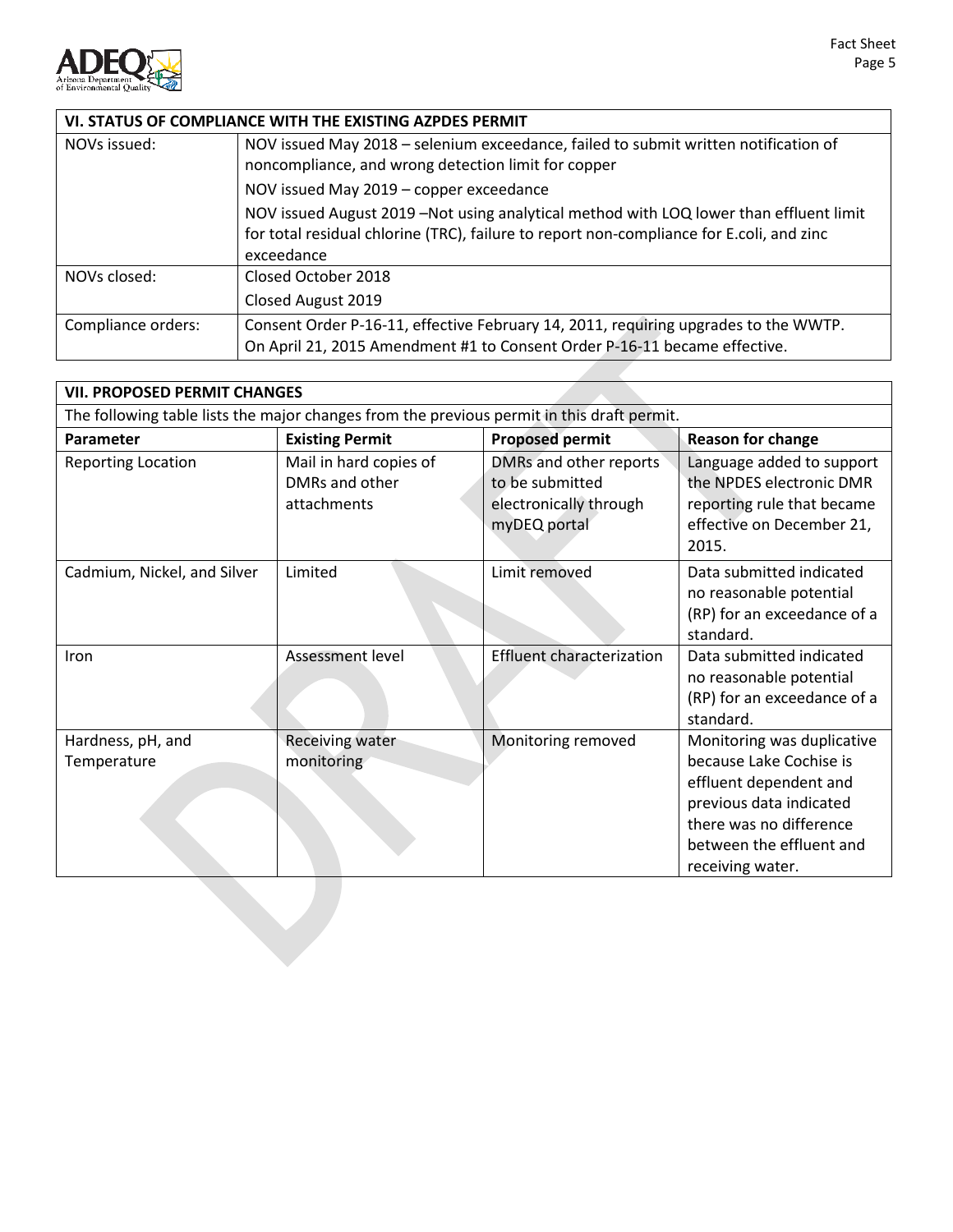| VI. STATUS OF COMPLIANCE WITH THE EXISTING AZPDES PERMIT | |
|---|---|
| NOVs issued: | NOV issued May 2018 – selenium exceedance, failed to submit written notification of noncompliance, and wrong detection limit for copper<br>NOV issued May 2019 – copper exceedance<br>NOV issued August 2019 –Not using analytical method with LOQ lower than effluent limit for total residual chlorine (TRC), failure to report non-compliance for E.coli, and zinc exceedance |
| NOVs closed: | Closed October 2018<br>Closed August 2019 |
| Compliance orders: | Consent Order P-16-11, effective February 14, 2011, requiring upgrades to the WWTP. On April 21, 2015 Amendment #1 to Consent Order P-16-11 became effective. |

**VII. PROPOSED PERMIT CHANGES**

The following table lists the major changes from the previous permit in this draft permit.

| Parameter | Existing Permit | Proposed permit | Reason for change |
|---|---|---|---|
| Reporting Location | Mail in hard copies of DMRs and other attachments | DMRs and other reports to be submitted electronically through myDEQ portal | Language added to support the NPDES electronic DMR reporting rule that became effective on December 21, 2015. |
| Cadmium, Nickel, and Silver | Limited | Limit removed | Data submitted indicated no reasonable potential (RP) for an exceedance of a standard. |
| Iron | Assessment level | Effluent characterization | Data submitted indicated no reasonable potential (RP) for an exceedance of a standard. |
| Hardness, pH, and Temperature | Receiving water monitoring | Monitoring removed | Monitoring was duplicative because Lake Cochise is effluent dependent and previous data indicated there was no difference between the effluent and receiving water. |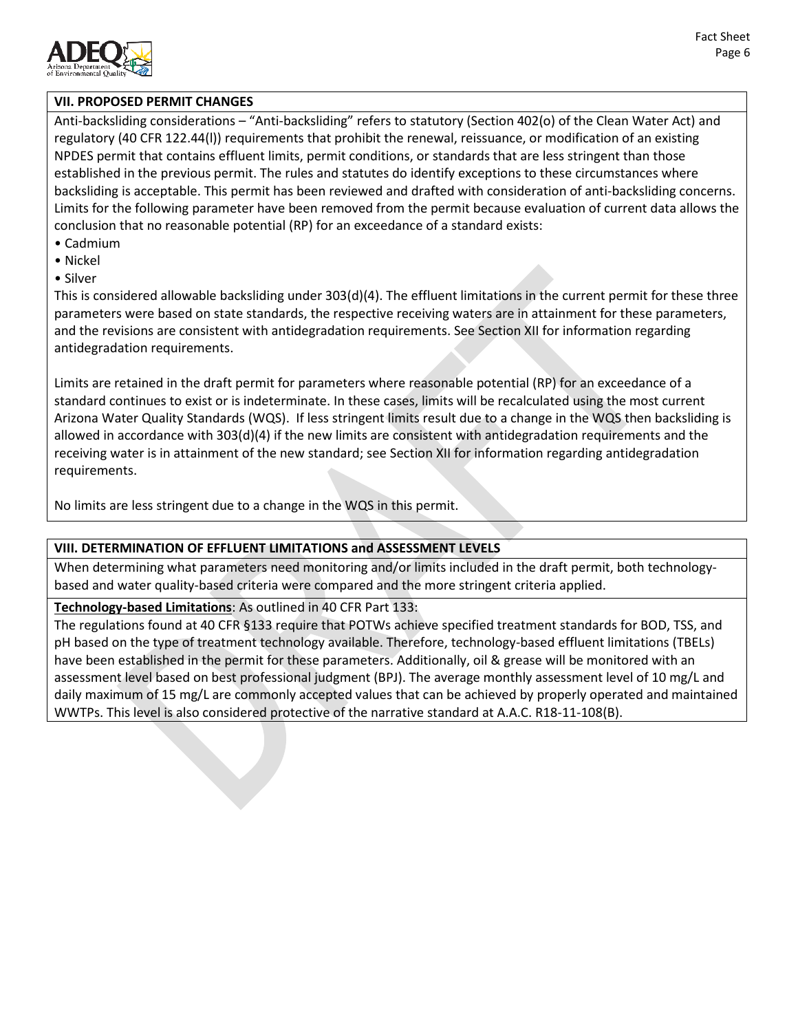## VII. PROPOSED PERMIT CHANGES

Anti-backsliding considerations – "Anti-backsliding" refers to statutory (Section 402(o) of the Clean Water Act) and regulatory (40 CFR 122.44(l)) requirements that prohibit the renewal, reissuance, or modification of an existing NPDES permit that contains effluent limits, permit conditions, or standards that are less stringent than those established in the previous permit. The rules and statutes do identify exceptions to these circumstances where backsliding is acceptable. This permit has been reviewed and drafted with consideration of anti-backsliding concerns. Limits for the following parameter have been removed from the permit because evaluation of current data allows the conclusion that no reasonable potential (RP) for an exceedance of a standard exists:

- Cadmium
- Nickel
- Silver

This is considered allowable backsliding under 303(d)(4). The effluent limitations in the current permit for these three parameters were based on state standards, the respective receiving waters are in attainment for these parameters, and the revisions are consistent with antidegradation requirements. See Section XII for information regarding antidegradation requirements.

Limits are retained in the draft permit for parameters where reasonable potential (RP) for an exceedance of a standard continues to exist or is indeterminate. In these cases, limits will be recalculated using the most current Arizona Water Quality Standards (WQS). If less stringent limits result due to a change in the WQS then backsliding is allowed in accordance with 303(d)(4) if the new limits are consistent with antidegradation requirements and the receiving water is in attainment of the new standard; see Section XII for information regarding antidegradation requirements.

No limits are less stringent due to a change in the WQS in this permit.

## VIII. DETERMINATION OF EFFLUENT LIMITATIONS and ASSESSMENT LEVELS

When determining what parameters need monitoring and/or limits included in the draft permit, both technology-based and water quality-based criteria were compared and the more stringent criteria applied.

**Technology-based Limitations**: As outlined in 40 CFR Part 133:

The regulations found at 40 CFR §133 require that POTWs achieve specified treatment standards for BOD, TSS, and pH based on the type of treatment technology available. Therefore, technology-based effluent limitations (TBELs) have been established in the permit for these parameters. Additionally, oil & grease will be monitored with an assessment level based on best professional judgment (BPJ). The average monthly assessment level of 10 mg/L and daily maximum of 15 mg/L are commonly accepted values that can be achieved by properly operated and maintained WWTPs. This level is also considered protective of the narrative standard at A.A.C. R18-11-108(B).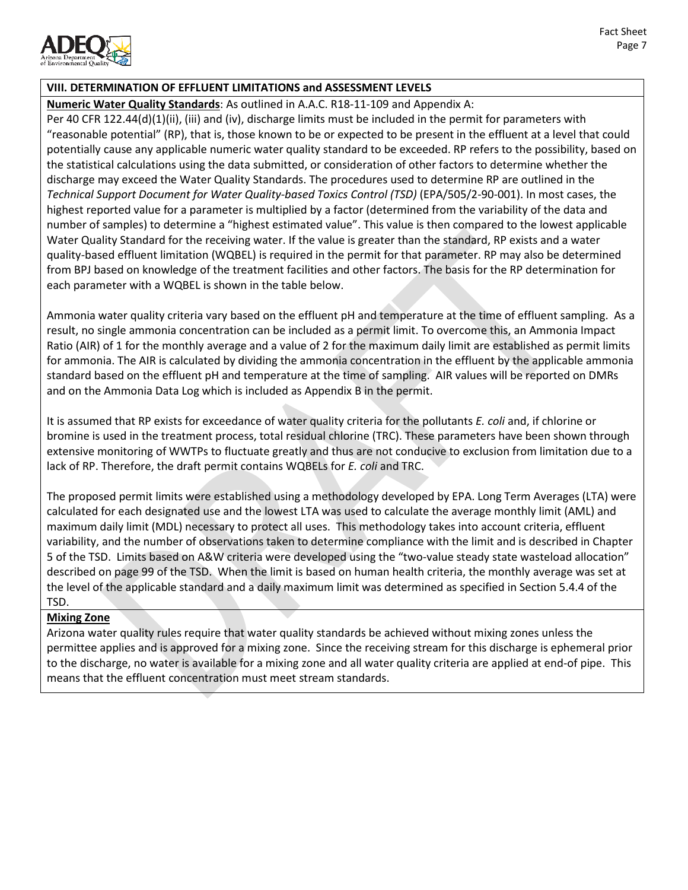## VIII. DETERMINATION OF EFFLUENT LIMITATIONS and ASSESSMENT LEVELS

**Numeric Water Quality Standards**: As outlined in A.A.C. R18-11-109 and Appendix A:

Per 40 CFR 122.44(d)(1)(ii), (iii) and (iv), discharge limits must be included in the permit for parameters with "reasonable potential" (RP), that is, those known to be or expected to be present in the effluent at a level that could potentially cause any applicable numeric water quality standard to be exceeded. RP refers to the possibility, based on the statistical calculations using the data submitted, or consideration of other factors to determine whether the discharge may exceed the Water Quality Standards. The procedures used to determine RP are outlined in the *Technical Support Document for Water Quality-based Toxics Control (TSD)* (EPA/505/2-90-001). In most cases, the highest reported value for a parameter is multiplied by a factor (determined from the variability of the data and number of samples) to determine a "highest estimated value". This value is then compared to the lowest applicable Water Quality Standard for the receiving water. If the value is greater than the standard, RP exists and a water quality-based effluent limitation (WQBEL) is required in the permit for that parameter. RP may also be determined from BPJ based on knowledge of the treatment facilities and other factors. The basis for the RP determination for each parameter with a WQBEL is shown in the table below.

Ammonia water quality criteria vary based on the effluent pH and temperature at the time of effluent sampling. As a result, no single ammonia concentration can be included as a permit limit. To overcome this, an Ammonia Impact Ratio (AIR) of 1 for the monthly average and a value of 2 for the maximum daily limit are established as permit limits for ammonia. The AIR is calculated by dividing the ammonia concentration in the effluent by the applicable ammonia standard based on the effluent pH and temperature at the time of sampling. AIR values will be reported on DMRs and on the Ammonia Data Log which is included as Appendix B in the permit.

It is assumed that RP exists for exceedance of water quality criteria for the pollutants *E. coli* and, if chlorine or bromine is used in the treatment process, total residual chlorine (TRC). These parameters have been shown through extensive monitoring of WWTPs to fluctuate greatly and thus are not conducive to exclusion from limitation due to a lack of RP. Therefore, the draft permit contains WQBELs for *E. coli* and TRC.

The proposed permit limits were established using a methodology developed by EPA. Long Term Averages (LTA) were calculated for each designated use and the lowest LTA was used to calculate the average monthly limit (AML) and maximum daily limit (MDL) necessary to protect all uses. This methodology takes into account criteria, effluent variability, and the number of observations taken to determine compliance with the limit and is described in Chapter 5 of the TSD. Limits based on A&W criteria were developed using the "two-value steady state wasteload allocation" described on page 99 of the TSD. When the limit is based on human health criteria, the monthly average was set at the level of the applicable standard and a daily maximum limit was determined as specified in Section 5.4.4 of the TSD.

**Mixing Zone**

Arizona water quality rules require that water quality standards be achieved without mixing zones unless the permittee applies and is approved for a mixing zone. Since the receiving stream for this discharge is ephemeral prior to the discharge, no water is available for a mixing zone and all water quality criteria are applied at end-of pipe. This means that the effluent concentration must meet stream standards.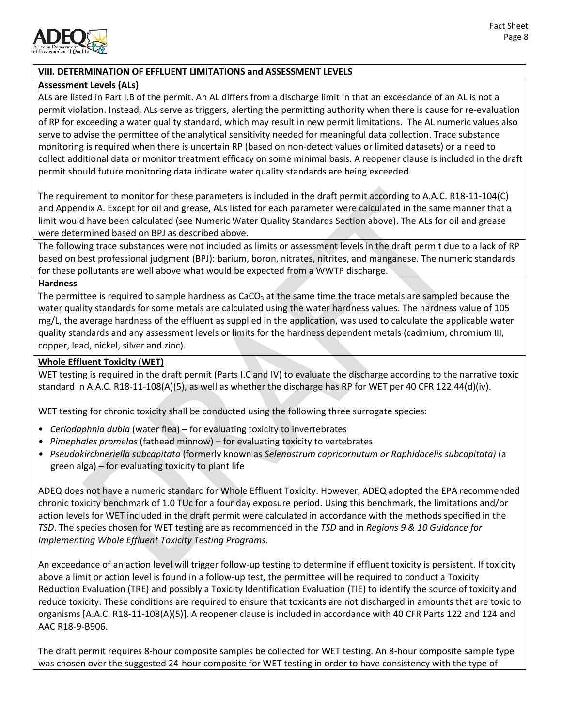## VIII. DETERMINATION OF EFFLUENT LIMITATIONS and ASSESSMENT LEVELS

### Assessment Levels (ALs)

ALs are listed in Part I.B of the permit. An AL differs from a discharge limit in that an exceedance of an AL is not a permit violation. Instead, ALs serve as triggers, alerting the permitting authority when there is cause for re-evaluation of RP for exceeding a water quality standard, which may result in new permit limitations. The AL numeric values also serve to advise the permittee of the analytical sensitivity needed for meaningful data collection. Trace substance monitoring is required when there is uncertain RP (based on non-detect values or limited datasets) or a need to collect additional data or monitor treatment efficacy on some minimal basis. A reopener clause is included in the draft permit should future monitoring data indicate water quality standards are being exceeded.

The requirement to monitor for these parameters is included in the draft permit according to A.A.C. R18-11-104(C) and Appendix A. Except for oil and grease, ALs listed for each parameter were calculated in the same manner that a limit would have been calculated (see Numeric Water Quality Standards Section above). The ALs for oil and grease were determined based on BPJ as described above.

The following trace substances were not included as limits or assessment levels in the draft permit due to a lack of RP based on best professional judgment (BPJ): barium, boron, nitrates, nitrites, and manganese. The numeric standards for these pollutants are well above what would be expected from a WWTP discharge.

### Hardness

The permittee is required to sample hardness as $CaCO_3$ at the same time the trace metals are sampled because the water quality standards for some metals are calculated using the water hardness values. The hardness value of 105 mg/L, the average hardness of the effluent as supplied in the application, was used to calculate the applicable water quality standards and any assessment levels or limits for the hardness dependent metals (cadmium, chromium III, copper, lead, nickel, silver and zinc).

### Whole Effluent Toxicity (WET)

WET testing is required in the draft permit (Parts I.C and IV) to evaluate the discharge according to the narrative toxic standard in A.A.C. R18-11-108(A)(5), as well as whether the discharge has RP for WET per 40 CFR 122.44(d)(iv).

WET testing for chronic toxicity shall be conducted using the following three surrogate species:

- *Ceriodaphnia dubia* (water flea) – for evaluating toxicity to invertebrates
- *Pimephales promelas* (fathead minnow) – for evaluating toxicity to vertebrates
- *Pseudokirchneriella subcapitata* (formerly known as *Selenastrum capricornutum or Raphidocelis subcapitata)* (a green alga) – for evaluating toxicity to plant life

ADEQ does not have a numeric standard for Whole Effluent Toxicity. However, ADEQ adopted the EPA recommended chronic toxicity benchmark of 1.0 TUc for a four day exposure period. Using this benchmark, the limitations and/or action levels for WET included in the draft permit were calculated in accordance with the methods specified in the *TSD*. The species chosen for WET testing are as recommended in the *TSD* and in *Regions 9 & 10 Guidance for Implementing Whole Effluent Toxicity Testing Programs*.

An exceedance of an action level will trigger follow-up testing to determine if effluent toxicity is persistent. If toxicity above a limit or action level is found in a follow-up test, the permittee will be required to conduct a Toxicity Reduction Evaluation (TRE) and possibly a Toxicity Identification Evaluation (TIE) to identify the source of toxicity and reduce toxicity. These conditions are required to ensure that toxicants are not discharged in amounts that are toxic to organisms [A.A.C. R18-11-108(A)(5)]. A reopener clause is included in accordance with 40 CFR Parts 122 and 124 and AAC R18-9-B906.

The draft permit requires 8-hour composite samples be collected for WET testing. An 8-hour composite sample type was chosen over the suggested 24-hour composite for WET testing in order to have consistency with the type of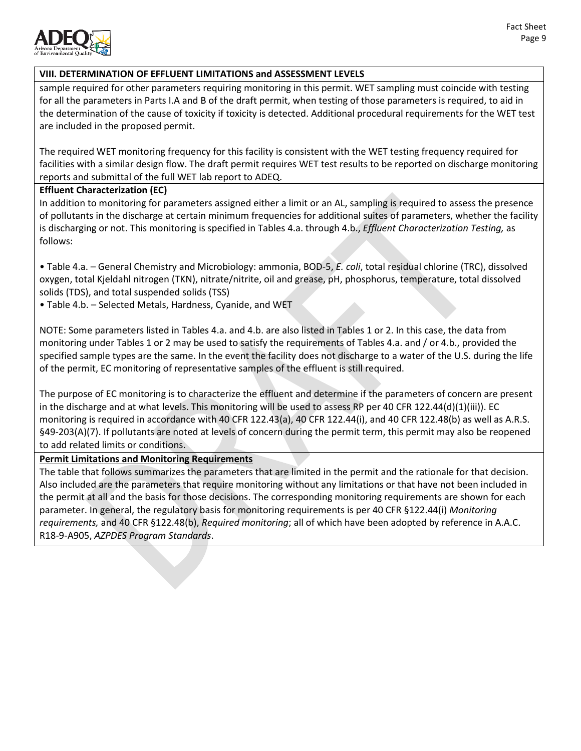## VIII. DETERMINATION OF EFFLUENT LIMITATIONS and ASSESSMENT LEVELS

sample required for other parameters requiring monitoring in this permit. WET sampling must coincide with testing for all the parameters in Parts I.A and B of the draft permit, when testing of those parameters is required, to aid in the determination of the cause of toxicity if toxicity is detected. Additional procedural requirements for the WET test are included in the proposed permit.

The required WET monitoring frequency for this facility is consistent with the WET testing frequency required for facilities with a similar design flow. The draft permit requires WET test results to be reported on discharge monitoring reports and submittal of the full WET lab report to ADEQ.

**Effluent Characterization (EC)**

In addition to monitoring for parameters assigned either a limit or an AL, sampling is required to assess the presence of pollutants in the discharge at certain minimum frequencies for additional suites of parameters, whether the facility is discharging or not. This monitoring is specified in Tables 4.a. through 4.b., *Effluent Characterization Testing,* as follows:

- Table 4.a. – General Chemistry and Microbiology: ammonia, BOD-5, *E. coli*, total residual chlorine (TRC), dissolved oxygen, total Kjeldahl nitrogen (TKN), nitrate/nitrite, oil and grease, pH, phosphorus, temperature, total dissolved solids (TDS), and total suspended solids (TSS)
- Table 4.b. – Selected Metals, Hardness, Cyanide, and WET

NOTE: Some parameters listed in Tables 4.a. and 4.b. are also listed in Tables 1 or 2. In this case, the data from monitoring under Tables 1 or 2 may be used to satisfy the requirements of Tables 4.a. and / or 4.b., provided the specified sample types are the same. In the event the facility does not discharge to a water of the U.S. during the life of the permit, EC monitoring of representative samples of the effluent is still required.

The purpose of EC monitoring is to characterize the effluent and determine if the parameters of concern are present in the discharge and at what levels. This monitoring will be used to assess RP per 40 CFR 122.44(d)(1)(iii)). EC monitoring is required in accordance with 40 CFR 122.43(a), 40 CFR 122.44(i), and 40 CFR 122.48(b) as well as A.R.S. §49-203(A)(7). If pollutants are noted at levels of concern during the permit term, this permit may also be reopened to add related limits or conditions.

**Permit Limitations and Monitoring Requirements**

The table that follows summarizes the parameters that are limited in the permit and the rationale for that decision. Also included are the parameters that require monitoring without any limitations or that have not been included in the permit at all and the basis for those decisions. The corresponding monitoring requirements are shown for each parameter. In general, the regulatory basis for monitoring requirements is per 40 CFR §122.44(i) *Monitoring requirements,* and 40 CFR §122.48(b), *Required monitoring*; all of which have been adopted by reference in A.A.C. R18-9-A905, *AZPDES Program Standards*.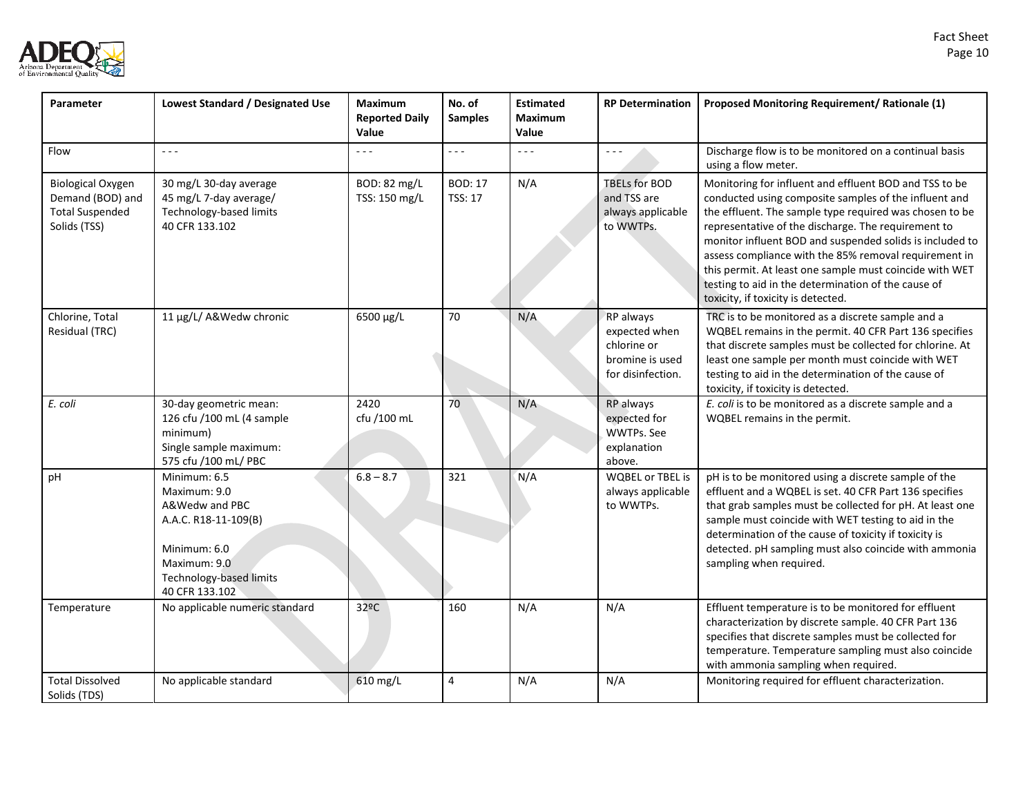| Parameter | Lowest Standard / Designated Use | Maximum Reported Daily Value | No. of Samples | Estimated Maximum Value | RP Determination | Proposed Monitoring Requirement/ Rationale (1) |
|---|---|---|---|---|---|---|
| Flow | - - - | - - - | - - - | - - - | - - - | Discharge flow is to be monitored on a continual basis using a flow meter. |
| Biological Oxygen Demand (BOD) and Total Suspended Solids (TSS) | 30 mg/L 30-day average<br>45 mg/L 7-day average/<br>Technology-based limits<br>40 CFR 133.102 | BOD: 82 mg/L<br>TSS: 150 mg/L | BOD: 17<br>TSS: 17 | N/A | TBELs for BOD and TSS are always applicable to WWTPs. | Monitoring for influent and effluent BOD and TSS to be conducted using composite samples of the influent and the effluent. The sample type required was chosen to be representative of the discharge. The requirement to monitor influent BOD and suspended solids is included to assess compliance with the 85% removal requirement in this permit. At least one sample must coincide with WET testing to aid in the determination of the cause of toxicity, if toxicity is detected. |
| Chlorine, Total Residual (TRC) | 11 µg/L/ A&Wedw chronic | 6500 µg/L | 70 | N/A | RP always expected when chlorine or bromine is used for disinfection. | TRC is to be monitored as a discrete sample and a WQBEL remains in the permit. 40 CFR Part 136 specifies that discrete samples must be collected for chlorine. At least one sample per month must coincide with WET testing to aid in the determination of the cause of toxicity, if toxicity is detected. |
| *E. coli* | 30-day geometric mean:<br>126 cfu /100 mL (4 sample minimum)<br>Single sample maximum:<br>575 cfu /100 mL/ PBC | 2420<br>cfu /100 mL | 70 | N/A | RP always expected for WWTPs. See explanation above. | *E. coli* is to be monitored as a discrete sample and a WQBEL remains in the permit. |
| pH | Minimum: 6.5<br>Maximum: 9.0<br>A&Wedw and PBC<br>A.A.C. R18-11-109(B)<br><br>Minimum: 6.0<br>Maximum: 9.0<br>Technology-based limits<br>40 CFR 133.102 | 6.8 – 8.7 | 321 | N/A | WQBEL or TBEL is always applicable to WWTPs. | pH is to be monitored using a discrete sample of the effluent and a WQBEL is set. 40 CFR Part 136 specifies that grab samples must be collected for pH. At least one sample must coincide with WET testing to aid in the determination of the cause of toxicity if toxicity is detected. pH sampling must also coincide with ammonia sampling when required. |
| Temperature | No applicable numeric standard | 32ºC | 160 | N/A | N/A | Effluent temperature is to be monitored for effluent characterization by discrete sample. 40 CFR Part 136 specifies that discrete samples must be collected for temperature. Temperature sampling must also coincide with ammonia sampling when required. |
| Total Dissolved Solids (TDS) | No applicable standard | 610 mg/L | 4 | N/A | N/A | Monitoring required for effluent characterization. |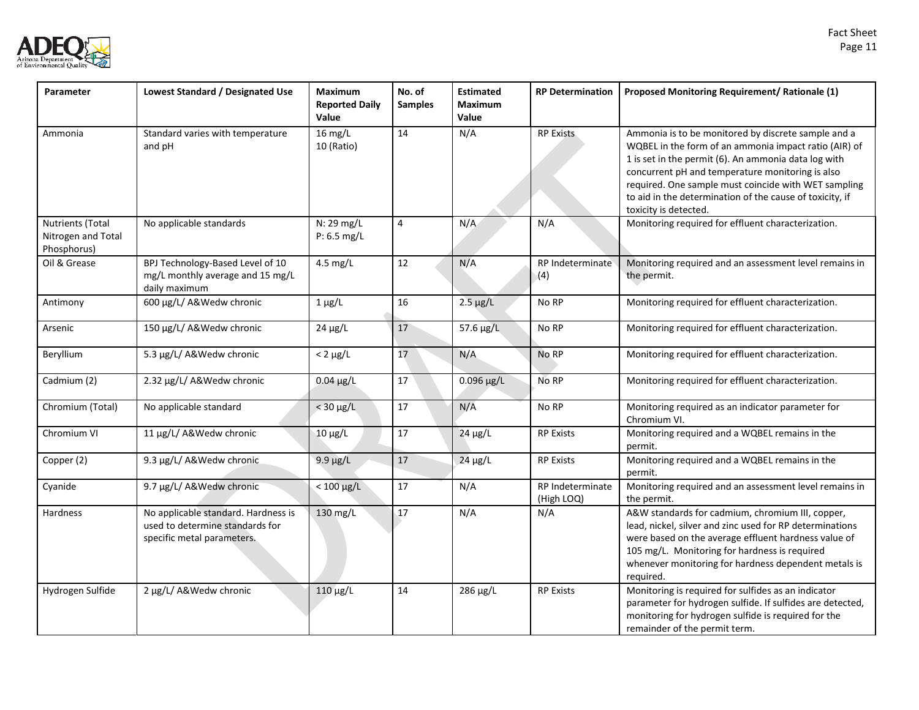| Parameter | Lowest Standard / Designated Use | Maximum Reported Daily Value | No. of Samples | Estimated Maximum Value | RP Determination | Proposed Monitoring Requirement/ Rationale (1) |
|---|---|---|---|---|---|---|
| Ammonia | Standard varies with temperature and pH | 16 mg/L<br>10 (Ratio) | 14 | N/A | RP Exists | Ammonia is to be monitored by discrete sample and a WQBEL in the form of an ammonia impact ratio (AIR) of 1 is set in the permit (6). An ammonia data log with concurrent pH and temperature monitoring is also required. One sample must coincide with WET sampling to aid in the determination of the cause of toxicity, if toxicity is detected. |
| Nutrients (Total Nitrogen and Total Phosphorus) | No applicable standards | N: 29 mg/L<br>P: 6.5 mg/L | 4 | N/A | N/A | Monitoring required for effluent characterization. |
| Oil & Grease | BPJ Technology-Based Level of 10 mg/L monthly average and 15 mg/L daily maximum | 4.5 mg/L | 12 | N/A | RP Indeterminate (4) | Monitoring required and an assessment level remains in the permit. |
| Antimony | 600 µg/L/ A&Wedw chronic | 1 µg/L | 16 | 2.5 µg/L | No RP | Monitoring required for effluent characterization. |
| Arsenic | 150 µg/L/ A&Wedw chronic | 24 µg/L | 17 | 57.6 µg/L | No RP | Monitoring required for effluent characterization. |
| Beryllium | 5.3 µg/L/ A&Wedw chronic | < 2 µg/L | 17 | N/A | No RP | Monitoring required for effluent characterization. |
| Cadmium (2) | 2.32 µg/L/ A&Wedw chronic | 0.04 µg/L | 17 | 0.096 µg/L | No RP | Monitoring required for effluent characterization. |
| Chromium (Total) | No applicable standard | < 30 µg/L | 17 | N/A | No RP | Monitoring required as an indicator parameter for Chromium VI. |
| Chromium VI | 11 µg/L/ A&Wedw chronic | 10 µg/L | 17 | 24 µg/L | RP Exists | Monitoring required and a WQBEL remains in the permit. |
| Copper (2) | 9.3 µg/L/ A&Wedw chronic | 9.9 µg/L | 17 | 24 µg/L | RP Exists | Monitoring required and a WQBEL remains in the permit. |
| Cyanide | 9.7 µg/L/ A&Wedw chronic | < 100 µg/L | 17 | N/A | RP Indeterminate (High LOQ) | Monitoring required and an assessment level remains in the permit. |
| Hardness | No applicable standard. Hardness is used to determine standards for specific metal parameters. | 130 mg/L | 17 | N/A | N/A | A&W standards for cadmium, chromium III, copper, lead, nickel, silver and zinc used for RP determinations were based on the average effluent hardness value of 105 mg/L. Monitoring for hardness is required whenever monitoring for hardness dependent metals is required. |
| Hydrogen Sulfide | 2 µg/L/ A&Wedw chronic | 110 µg/L | 14 | 286 µg/L | RP Exists | Monitoring is required for sulfides as an indicator parameter for hydrogen sulfide. If sulfides are detected, monitoring for hydrogen sulfide is required for the remainder of the permit term. |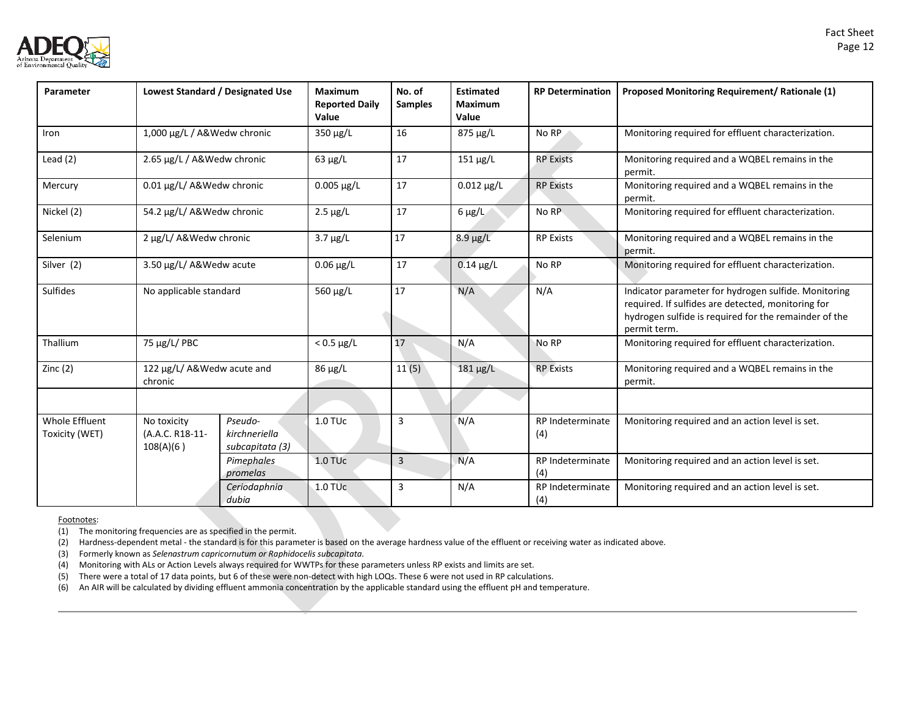| Parameter | Lowest Standard / Designated Use | | Maximum Reported Daily Value | No. of Samples | Estimated Maximum Value | RP Determination | Proposed Monitoring Requirement/ Rationale (1) |
|---|---|---|---|---|---|---|---|
| Iron | 1,000 µg/L / A&Wedw chronic | | 350 µg/L | 16 | 875 µg/L | No RP | Monitoring required for effluent characterization. |
| Lead (2) | 2.65 µg/L / A&Wedw chronic | | 63 µg/L | 17 | 151 µg/L | RP Exists | Monitoring required and a WQBEL remains in the permit. |
| Mercury | 0.01 µg/L/ A&Wedw chronic | | 0.005 µg/L | 17 | 0.012 µg/L | RP Exists | Monitoring required and a WQBEL remains in the permit. |
| Nickel (2) | 54.2 µg/L/ A&Wedw chronic | | 2.5 µg/L | 17 | 6 µg/L | No RP | Monitoring required for effluent characterization. |
| Selenium | 2 µg/L/ A&Wedw chronic | | 3.7 µg/L | 17 | 8.9 µg/L | RP Exists | Monitoring required and a WQBEL remains in the permit. |
| Silver (2) | 3.50 µg/L/ A&Wedw acute | | 0.06 µg/L | 17 | 0.14 µg/L | No RP | Monitoring required for effluent characterization. |
| Sulfides | No applicable standard | | 560 µg/L | 17 | N/A | N/A | Indicator parameter for hydrogen sulfide. Monitoring required. If sulfides are detected, monitoring for hydrogen sulfide is required for the remainder of the permit term. |
| Thallium | 75 µg/L/ PBC | | < 0.5 µg/L | 17 | N/A | No RP | Monitoring required for effluent characterization. |
| Zinc (2) | 122 µg/L/ A&Wedw acute and chronic | | 86 µg/L | 11 (5) | 181 µg/L | RP Exists | Monitoring required and a WQBEL remains in the permit. |
| | | | | | | | |
| Whole Effluent Toxicity (WET) | No toxicity (A.A.C. R18-11-108(A)(6 ) | *Pseudo-kirchneriella subcapitata (3)* | 1.0 TUc | 3 | N/A | RP Indeterminate (4) | Monitoring required and an action level is set. |
| | | *Pimephales promelas* | 1.0 TUc | 3 | N/A | RP Indeterminate (4) | Monitoring required and an action level is set. |
| | | *Ceriodaphnia dubia* | 1.0 TUc | 3 | N/A | RP Indeterminate (4) | Monitoring required and an action level is set. |

Footnotes:

(1) The monitoring frequencies are as specified in the permit.
(2) Hardness-dependent metal - the standard is for this parameter is based on the average hardness value of the effluent or receiving water as indicated above.
(3) Formerly known as *Selenastrum capricornutum or Raphidocelis subcapitata.*
(4) Monitoring with ALs or Action Levels always required for WWTPs for these parameters unless RP exists and limits are set.
(5) There were a total of 17 data points, but 6 of these were non-detect with high LOQs. These 6 were not used in RP calculations.
(6) An AIR will be calculated by dividing effluent ammonia concentration by the applicable standard using the effluent pH and temperature.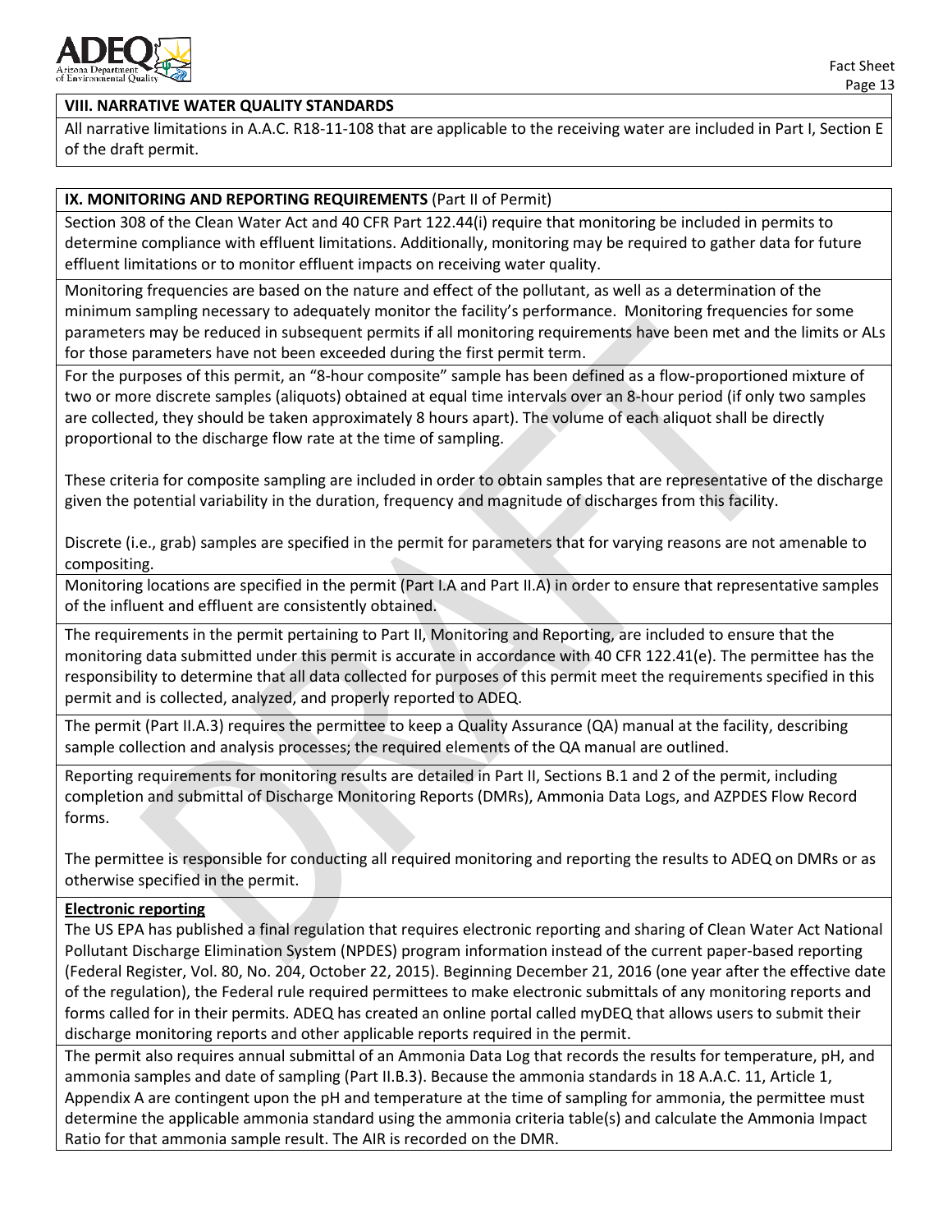## VIII. NARRATIVE WATER QUALITY STANDARDS

All narrative limitations in A.A.C. R18-11-108 that are applicable to the receiving water are included in Part I, Section E of the draft permit.

## IX. MONITORING AND REPORTING REQUIREMENTS (Part II of Permit)

Section 308 of the Clean Water Act and 40 CFR Part 122.44(i) require that monitoring be included in permits to determine compliance with effluent limitations. Additionally, monitoring may be required to gather data for future effluent limitations or to monitor effluent impacts on receiving water quality.

Monitoring frequencies are based on the nature and effect of the pollutant, as well as a determination of the minimum sampling necessary to adequately monitor the facility's performance. Monitoring frequencies for some parameters may be reduced in subsequent permits if all monitoring requirements have been met and the limits or ALs for those parameters have not been exceeded during the first permit term.

For the purposes of this permit, an "8-hour composite" sample has been defined as a flow-proportioned mixture of two or more discrete samples (aliquots) obtained at equal time intervals over an 8-hour period (if only two samples are collected, they should be taken approximately 8 hours apart). The volume of each aliquot shall be directly proportional to the discharge flow rate at the time of sampling.

These criteria for composite sampling are included in order to obtain samples that are representative of the discharge given the potential variability in the duration, frequency and magnitude of discharges from this facility.

Discrete (i.e., grab) samples are specified in the permit for parameters that for varying reasons are not amenable to compositing.

Monitoring locations are specified in the permit (Part I.A and Part II.A) in order to ensure that representative samples of the influent and effluent are consistently obtained.

The requirements in the permit pertaining to Part II, Monitoring and Reporting, are included to ensure that the monitoring data submitted under this permit is accurate in accordance with 40 CFR 122.41(e). The permittee has the responsibility to determine that all data collected for purposes of this permit meet the requirements specified in this permit and is collected, analyzed, and properly reported to ADEQ.

The permit (Part II.A.3) requires the permittee to keep a Quality Assurance (QA) manual at the facility, describing sample collection and analysis processes; the required elements of the QA manual are outlined.

Reporting requirements for monitoring results are detailed in Part II, Sections B.1 and 2 of the permit, including completion and submittal of Discharge Monitoring Reports (DMRs), Ammonia Data Logs, and AZPDES Flow Record forms.

The permittee is responsible for conducting all required monitoring and reporting the results to ADEQ on DMRs or as otherwise specified in the permit.

**Electronic reporting**

The US EPA has published a final regulation that requires electronic reporting and sharing of Clean Water Act National Pollutant Discharge Elimination System (NPDES) program information instead of the current paper-based reporting (Federal Register, Vol. 80, No. 204, October 22, 2015). Beginning December 21, 2016 (one year after the effective date of the regulation), the Federal rule required permittees to make electronic submittals of any monitoring reports and forms called for in their permits. ADEQ has created an online portal called myDEQ that allows users to submit their discharge monitoring reports and other applicable reports required in the permit.

The permit also requires annual submittal of an Ammonia Data Log that records the results for temperature, pH, and ammonia samples and date of sampling (Part II.B.3). Because the ammonia standards in 18 A.A.C. 11, Article 1, Appendix A are contingent upon the pH and temperature at the time of sampling for ammonia, the permittee must determine the applicable ammonia standard using the ammonia criteria table(s) and calculate the Ammonia Impact Ratio for that ammonia sample result. The AIR is recorded on the DMR.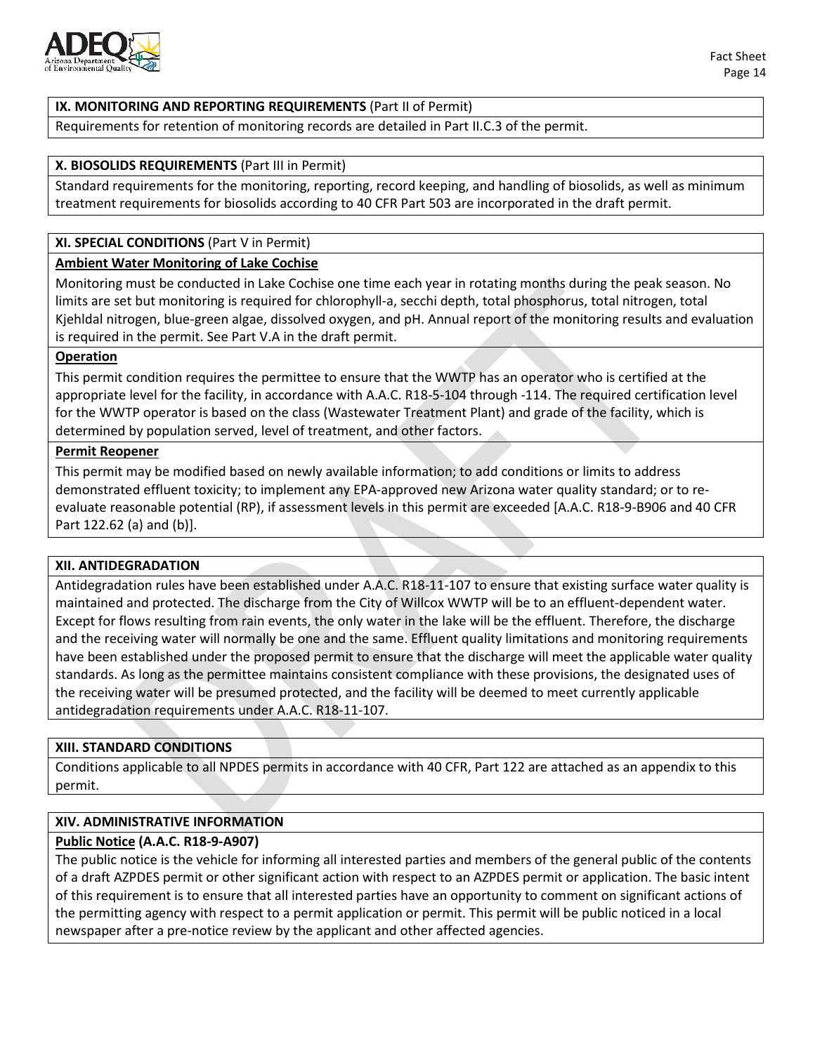## IX. MONITORING AND REPORTING REQUIREMENTS (Part II of Permit)

Requirements for retention of monitoring records are detailed in Part II.C.3 of the permit.

## X. BIOSOLIDS REQUIREMENTS (Part III in Permit)

Standard requirements for the monitoring, reporting, record keeping, and handling of biosolids, as well as minimum treatment requirements for biosolids according to 40 CFR Part 503 are incorporated in the draft permit.

## XI. SPECIAL CONDITIONS (Part V in Permit)

### Ambient Water Monitoring of Lake Cochise

Monitoring must be conducted in Lake Cochise one time each year in rotating months during the peak season. No limits are set but monitoring is required for chlorophyll-a, secchi depth, total phosphorus, total nitrogen, total Kjehldal nitrogen, blue-green algae, dissolved oxygen, and pH. Annual report of the monitoring results and evaluation is required in the permit. See Part V.A in the draft permit.

### Operation

This permit condition requires the permittee to ensure that the WWTP has an operator who is certified at the appropriate level for the facility, in accordance with A.A.C. R18-5-104 through -114. The required certification level for the WWTP operator is based on the class (Wastewater Treatment Plant) and grade of the facility, which is determined by population served, level of treatment, and other factors.

### Permit Reopener

This permit may be modified based on newly available information; to add conditions or limits to address demonstrated effluent toxicity; to implement any EPA-approved new Arizona water quality standard; or to re-evaluate reasonable potential (RP), if assessment levels in this permit are exceeded [A.A.C. R18-9-B906 and 40 CFR Part 122.62 (a) and (b)].

## XII. ANTIDEGRADATION

Antidegradation rules have been established under A.A.C. R18-11-107 to ensure that existing surface water quality is maintained and protected. The discharge from the City of Willcox WWTP will be to an effluent-dependent water. Except for flows resulting from rain events, the only water in the lake will be the effluent. Therefore, the discharge and the receiving water will normally be one and the same. Effluent quality limitations and monitoring requirements have been established under the proposed permit to ensure that the discharge will meet the applicable water quality standards. As long as the permittee maintains consistent compliance with these provisions, the designated uses of the receiving water will be presumed protected, and the facility will be deemed to meet currently applicable antidegradation requirements under A.A.C. R18-11-107.

## XIII. STANDARD CONDITIONS

Conditions applicable to all NPDES permits in accordance with 40 CFR, Part 122 are attached as an appendix to this permit.

## XIV. ADMINISTRATIVE INFORMATION

### Public Notice (A.A.C. R18-9-A907)

The public notice is the vehicle for informing all interested parties and members of the general public of the contents of a draft AZPDES permit or other significant action with respect to an AZPDES permit or application. The basic intent of this requirement is to ensure that all interested parties have an opportunity to comment on significant actions of the permitting agency with respect to a permit application or permit. This permit will be public noticed in a local newspaper after a pre-notice review by the applicant and other affected agencies.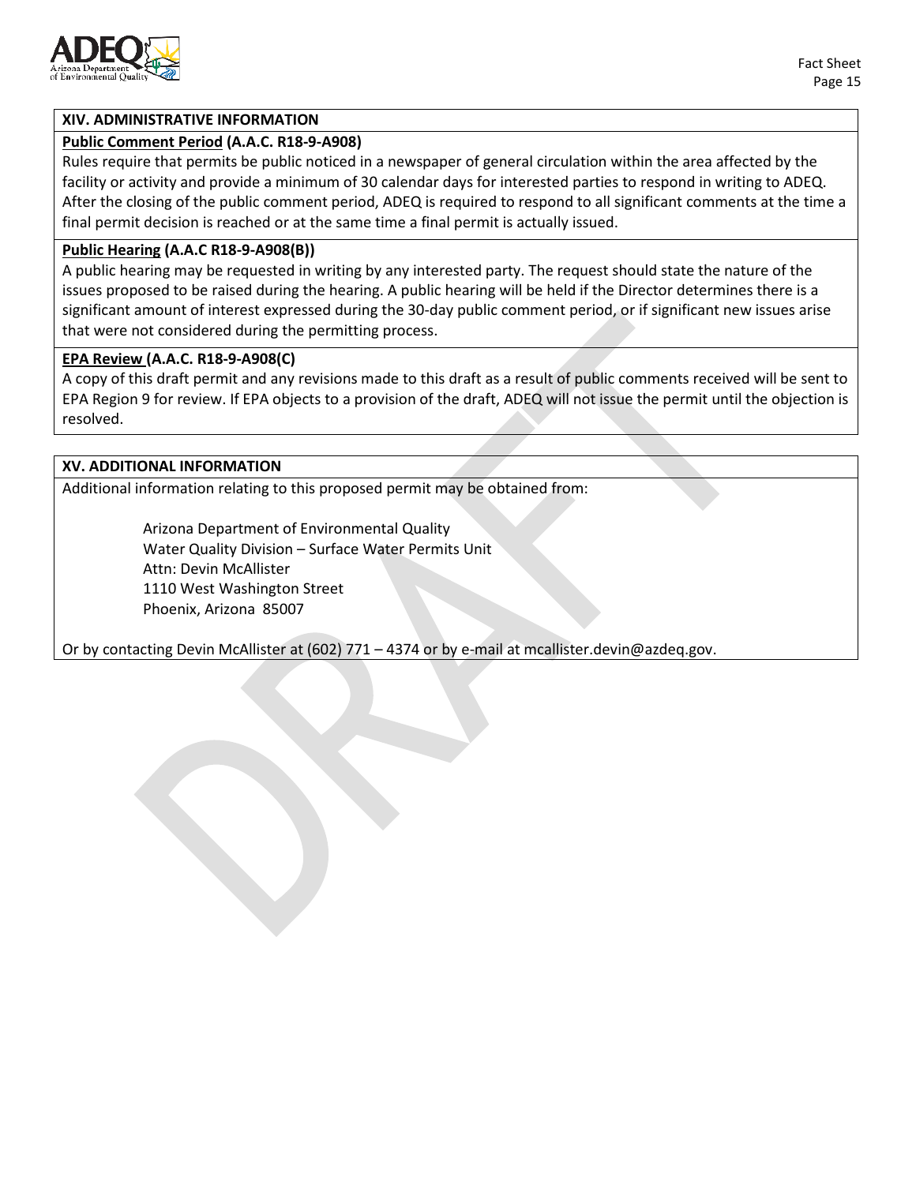## XIV. ADMINISTRATIVE INFORMATION

**Public Comment Period (A.A.C. R18-9-A908)**

Rules require that permits be public noticed in a newspaper of general circulation within the area affected by the facility or activity and provide a minimum of 30 calendar days for interested parties to respond in writing to ADEQ. After the closing of the public comment period, ADEQ is required to respond to all significant comments at the time a final permit decision is reached or at the same time a final permit is actually issued.

**Public Hearing (A.A.C R18-9-A908(B))**

A public hearing may be requested in writing by any interested party. The request should state the nature of the issues proposed to be raised during the hearing. A public hearing will be held if the Director determines there is a significant amount of interest expressed during the 30-day public comment period, or if significant new issues arise that were not considered during the permitting process.

**EPA Review (A.A.C. R18-9-A908(C)**

A copy of this draft permit and any revisions made to this draft as a result of public comments received will be sent to EPA Region 9 for review. If EPA objects to a provision of the draft, ADEQ will not issue the permit until the objection is resolved.

## XV. ADDITIONAL INFORMATION

Additional information relating to this proposed permit may be obtained from:

Arizona Department of Environmental Quality
Water Quality Division – Surface Water Permits Unit
Attn: Devin McAllister
1110 West Washington Street
Phoenix, Arizona 85007

Or by contacting Devin McAllister at (602) 771 – 4374 or by e-mail at mcallister.devin@azdeq.gov.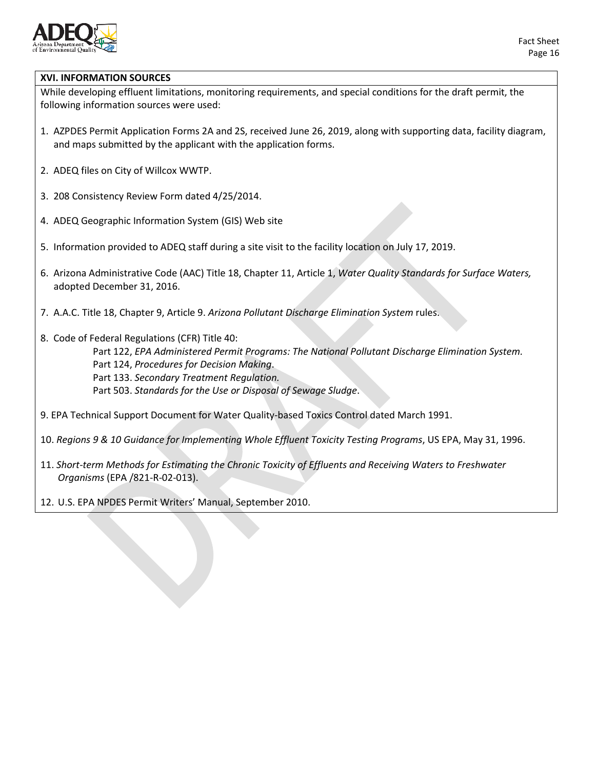## XVI. INFORMATION SOURCES

While developing effluent limitations, monitoring requirements, and special conditions for the draft permit, the following information sources were used:

1. AZPDES Permit Application Forms 2A and 2S, received June 26, 2019, along with supporting data, facility diagram, and maps submitted by the applicant with the application forms.

2. ADEQ files on City of Willcox WWTP.

3. 208 Consistency Review Form dated 4/25/2014.

4. ADEQ Geographic Information System (GIS) Web site

5. Information provided to ADEQ staff during a site visit to the facility location on July 17, 2019.

6. Arizona Administrative Code (AAC) Title 18, Chapter 11, Article 1, *Water Quality Standards for Surface Waters,* adopted December 31, 2016.

7. A.A.C. Title 18, Chapter 9, Article 9. *Arizona Pollutant Discharge Elimination System* rules.

8. Code of Federal Regulations (CFR) Title 40:
   - Part 122, *EPA Administered Permit Programs: The National Pollutant Discharge Elimination System.*
   - Part 124, *Procedures for Decision Making*.
   - Part 133. *Secondary Treatment Regulation.*
   - Part 503. *Standards for the Use or Disposal of Sewage Sludge*.

9. EPA Technical Support Document for Water Quality-based Toxics Control dated March 1991.

10. *Regions 9 & 10 Guidance for Implementing Whole Effluent Toxicity Testing Programs*, US EPA, May 31, 1996.

11. *Short-term Methods for Estimating the Chronic Toxicity of Effluents and Receiving Waters to Freshwater Organisms* (EPA /821-R-02-013).

12. U.S. EPA NPDES Permit Writers' Manual, September 2010.